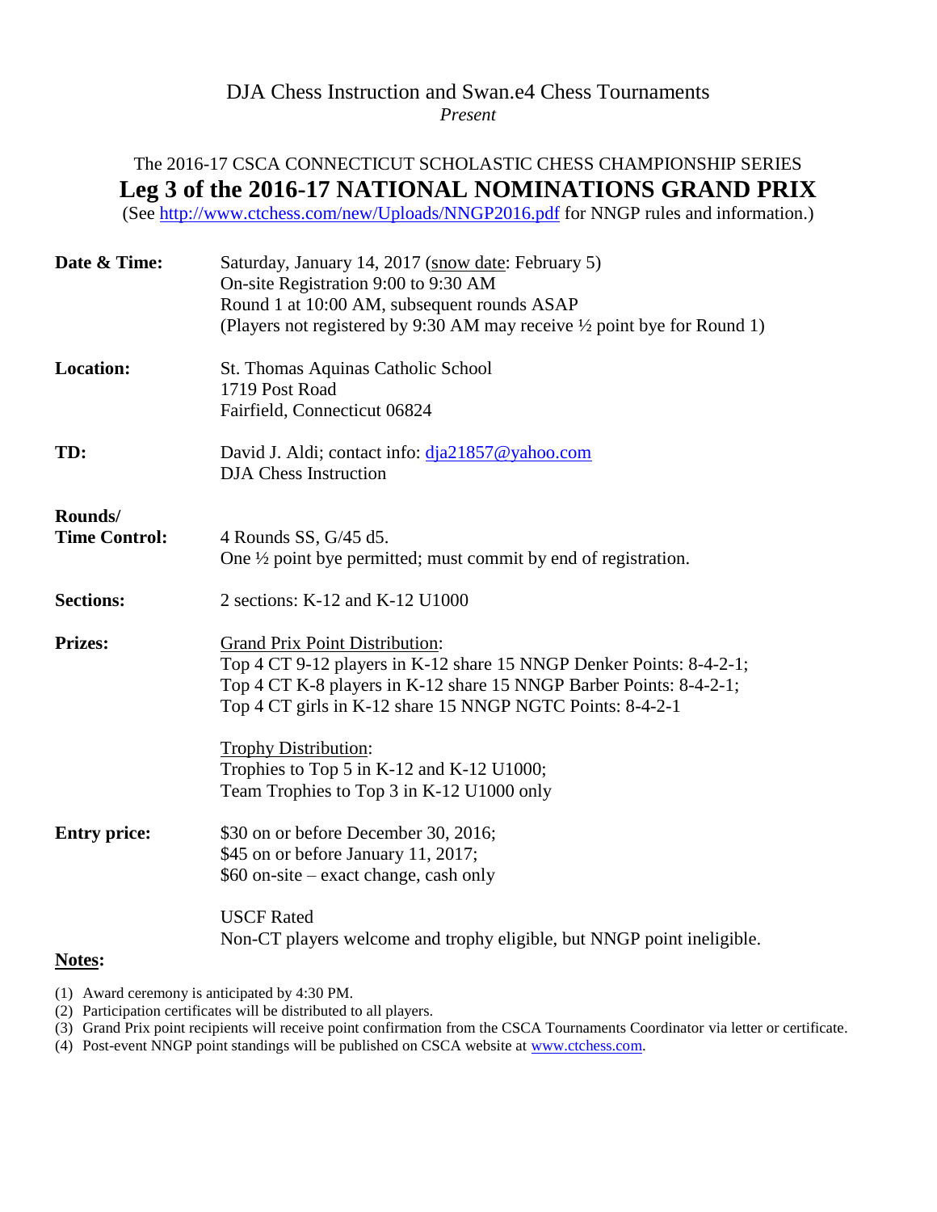DJA Chess Instruction and Swan.e4 Chess Tournaments

*Present*

The 2016-17 CSCA CONNECTICUT SCHOLASTIC CHESS CHAMPIONSHIP SERIES

# Leg 3 of the 2016-17 NATIONAL NOMINATIONS GRAND PRIX

(See http://www.ctchess.com/new/Uploads/NNGP2016.pdf for NNGP rules and information.)

**Date & Time:** Saturday, January 14, 2017 (snow date: February 5)
On-site Registration 9:00 to 9:30 AM
Round 1 at 10:00 AM, subsequent rounds ASAP
(Players not registered by 9:30 AM may receive ½ point bye for Round 1)

**Location:** St. Thomas Aquinas Catholic School
1719 Post Road
Fairfield, Connecticut 06824

**TD:** David J. Aldi; contact info: dja21857@yahoo.com
DJA Chess Instruction

**Rounds/ Time Control:** 4 Rounds SS, G/45 d5.
One ½ point bye permitted; must commit by end of registration.

**Sections:** 2 sections: K-12 and K-12 U1000

**Prizes:** Grand Prix Point Distribution:
Top 4 CT 9-12 players in K-12 share 15 NNGP Denker Points: 8-4-2-1;
Top 4 CT K-8 players in K-12 share 15 NNGP Barber Points: 8-4-2-1;
Top 4 CT girls in K-12 share 15 NNGP NGTC Points: 8-4-2-1

Trophy Distribution:
Trophies to Top 5 in K-12 and K-12 U1000;
Team Trophies to Top 3 in K-12 U1000 only

**Entry price:** \$30 on or before December 30, 2016;
\$45 on or before January 11, 2017;
\$60 on-site – exact change, cash only

USCF Rated
Non-CT players welcome and trophy eligible, but NNGP point ineligible.

**Notes:**

(1) Award ceremony is anticipated by 4:30 PM.
(2) Participation certificates will be distributed to all players.
(3) Grand Prix point recipients will receive point confirmation from the CSCA Tournaments Coordinator via letter or certificate.
(4) Post-event NNGP point standings will be published on CSCA website at www.ctchess.com.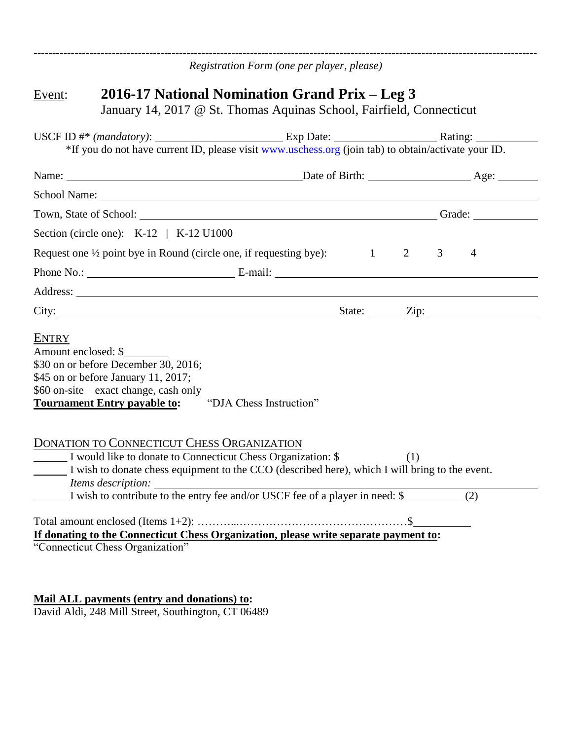---

*Registration Form (one per player, please)*

Event: **2016-17 National Nomination Grand Prix – Leg 3**
January 14, 2017 @ St. Thomas Aquinas School, Fairfield, Connecticut

USCF ID #* *(mandatory)*: ______________________ Exp Date: __________________ Rating: ___________
*If you do not have current ID, please visit www.uschess.org (join tab) to obtain/activate your ID.

Name: ________________________________________ Date of Birth: __________________ Age: _______

School Name: ______________________________________________________________________________

Town, State of School: _____________________________________________________ Grade: ___________

Section (circle one): K-12 | K-12 U1000

Request one ½ point bye in Round (circle one, if requesting bye): 1 2 3 4

Phone No.: __________________________ E-mail: ____________________________________________

Address: _________________________________________________________________________________

City: __________________________________________________ State: ______ Zip: ___________________

ENTRY

Amount enclosed: $________
$30 on or before December 30, 2016;
$45 on or before January 11, 2017;
$60 on-site – exact change, cash only
**Tournament Entry payable to:** "DJA Chess Instruction"

DONATION TO CONNECTICUT CHESS ORGANIZATION

______ I would like to donate to Connecticut Chess Organization: $___________ (1)
______ I wish to donate chess equipment to the CCO (described here), which I will bring to the event.
*Items description:* ____________________________________________________________________
______ I wish to contribute to the entry fee and/or USCF fee of a player in need: $__________ (2)

Total amount enclosed (Items 1+2): ………...……………………………………….$__________
**If donating to the Connecticut Chess Organization, please write separate payment to:**
"Connecticut Chess Organization"

**Mail ALL payments (entry and donations) to:**
David Aldi, 248 Mill Street, Southington, CT 06489